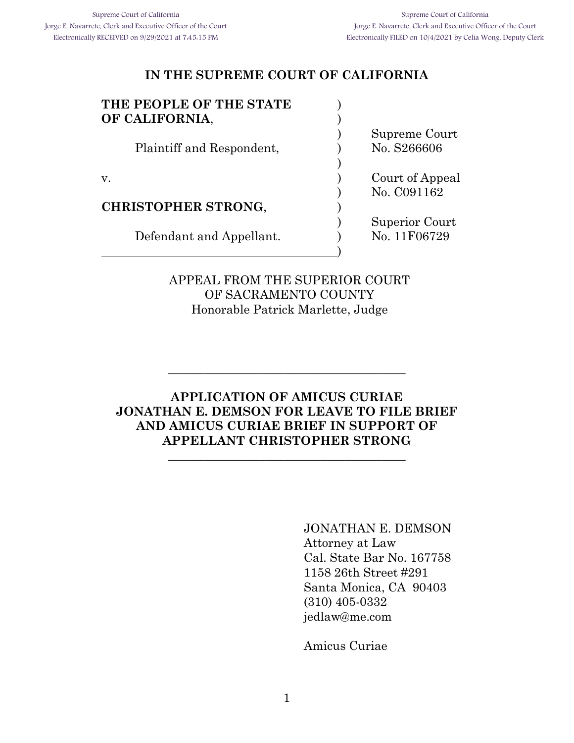Supreme Court of California
Jorge E. Navarrete, Clerk and Executive Officer of the Court
Electronically RECEIVED on 9/29/2021 at 7:45:15 PM

Supreme Court of California
Jorge E. Navarrete, Clerk and Executive Officer of the Court
Electronically FILED on 10/4/2021 by Celia Wong, Deputy Clerk

# IN THE SUPREME COURT OF CALIFORNIA

**THE PEOPLE OF THE STATE OF CALIFORNIA**,

Plaintiff and Respondent,

v.

**CHRISTOPHER STRONG**,

Defendant and Appellant.

Supreme Court No. S266606

Court of Appeal No. C091162

Superior Court No. 11F06729

APPEAL FROM THE SUPERIOR COURT
OF SACRAMENTO COUNTY
Honorable Patrick Marlette, Judge

---

## APPLICATION OF AMICUS CURIAE JONATHAN E. DEMSON FOR LEAVE TO FILE BRIEF AND AMICUS CURIAE BRIEF IN SUPPORT OF APPELLANT CHRISTOPHER STRONG

---

JONATHAN E. DEMSON
Attorney at Law
Cal. State Bar No. 167758
1158 26th Street #291
Santa Monica, CA 90403
(310) 405-0332
jedlaw@me.com

Amicus Curiae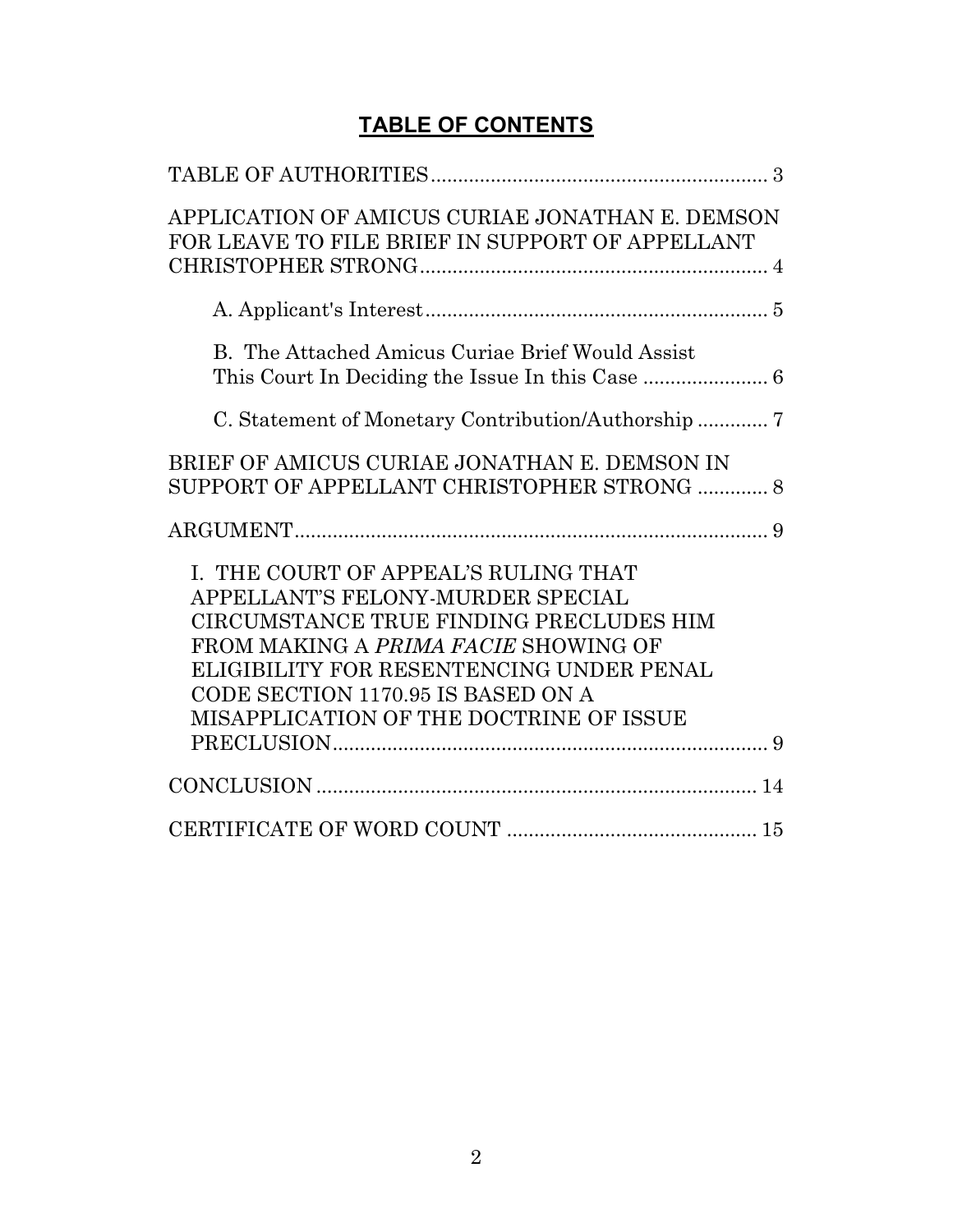# TABLE OF CONTENTS

TABLE OF AUTHORITIES .............................................................. 3

APPLICATION OF AMICUS CURIAE JONATHAN E. DEMSON FOR LEAVE TO FILE BRIEF IN SUPPORT OF APPELLANT CHRISTOPHER STRONG ................................................................ 4

A. Applicant's Interest .............................................................. 5

B. The Attached Amicus Curiae Brief Would Assist This Court In Deciding the Issue In this Case ....................... 6

C. Statement of Monetary Contribution/Authorship ............. 7

BRIEF OF AMICUS CURIAE JONATHAN E. DEMSON IN SUPPORT OF APPELLANT CHRISTOPHER STRONG ............. 8

ARGUMENT ....................................................................................... 9

I. THE COURT OF APPEAL'S RULING THAT APPELLANT'S FELONY-MURDER SPECIAL CIRCUMSTANCE TRUE FINDING PRECLUDES HIM FROM MAKING A *PRIMA FACIE* SHOWING OF ELIGIBILITY FOR RESENTENCING UNDER PENAL CODE SECTION 1170.95 IS BASED ON A MISAPPLICATION OF THE DOCTRINE OF ISSUE PRECLUSION ................................................................................ 9

CONCLUSION ................................................................................. 14

CERTIFICATE OF WORD COUNT ............................................. 15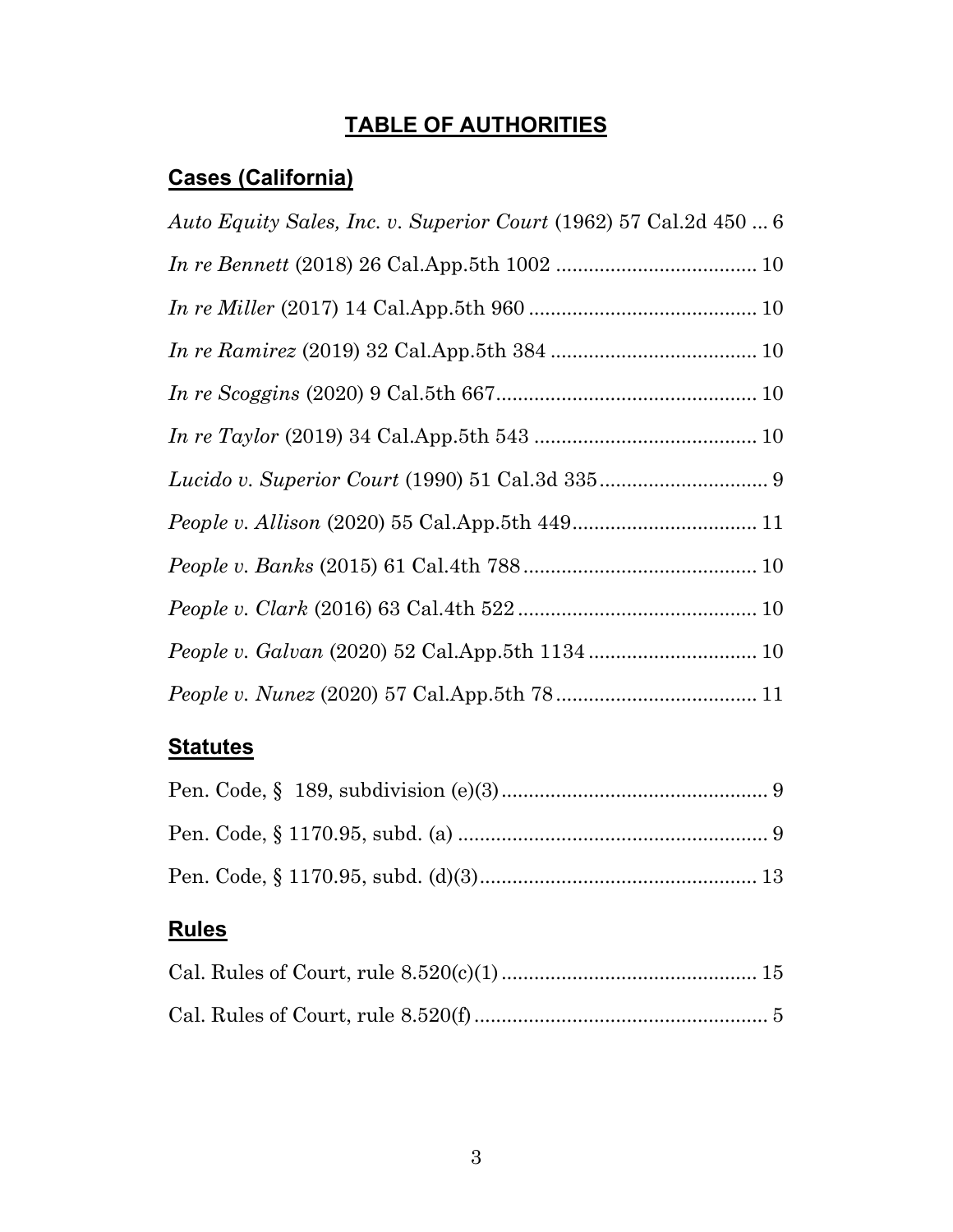# TABLE OF AUTHORITIES

## Cases (California)

*Auto Equity Sales, Inc. v. Superior Court* (1962) 57 Cal.2d 450 ... 6

*In re Bennett* (2018) 26 Cal.App.5th 1002 .................................... 10

*In re Miller* (2017) 14 Cal.App.5th 960 ......................................... 10

*In re Ramirez* (2019) 32 Cal.App.5th 384 ..................................... 10

*In re Scoggins* (2020) 9 Cal.5th 667............................................... 10

*In re Taylor* (2019) 34 Cal.App.5th 543 ........................................ 10

*Lucido v. Superior Court* (1990) 51 Cal.3d 335.............................. 9

*People v. Allison* (2020) 55 Cal.App.5th 449................................. 11

*People v. Banks* (2015) 61 Cal.4th 788.......................................... 10

*People v. Clark* (2016) 63 Cal.4th 522 ........................................... 10

*People v. Galvan* (2020) 52 Cal.App.5th 1134 .............................. 10

*People v. Nunez* (2020) 57 Cal.App.5th 78.................................... 11

## Statutes

Pen. Code, § 189, subdivision (e)(3)................................................ 9

Pen. Code, § 1170.95, subd. (a) ........................................................ 9

Pen. Code, § 1170.95, subd. (d)(3).................................................. 13

## Rules

Cal. Rules of Court, rule 8.520(c)(1).............................................. 15

Cal. Rules of Court, rule 8.520(f)..................................................... 5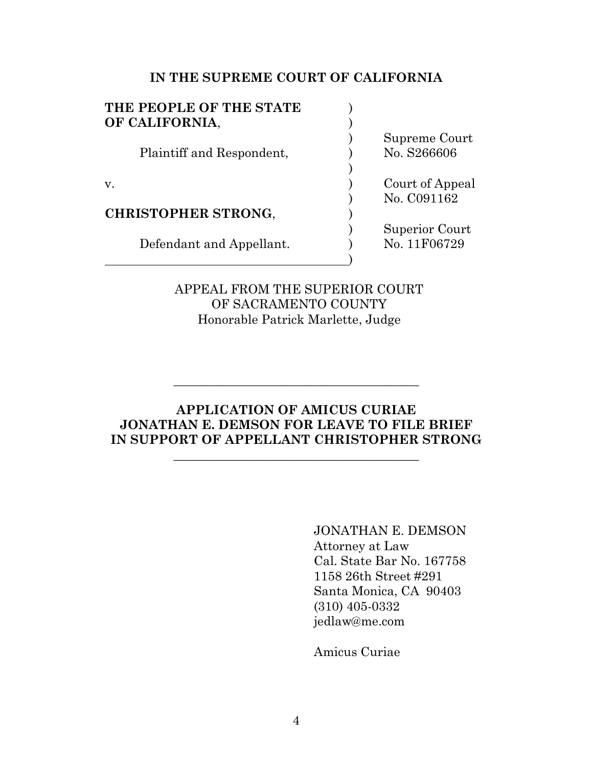**IN THE SUPREME COURT OF CALIFORNIA**

| | |
|---|---|
| **THE PEOPLE OF THE STATE OF CALIFORNIA**, | |
| Plaintiff and Respondent, | Supreme Court No. S266606 |
| v. | Court of Appeal No. C091162 |
| **CHRISTOPHER STRONG**, | |
| Defendant and Appellant. | Superior Court No. 11F06729 |

APPEAL FROM THE SUPERIOR COURT
OF SACRAMENTO COUNTY
Honorable Patrick Marlette, Judge

---

**APPLICATION OF AMICUS CURIAE JONATHAN E. DEMSON FOR LEAVE TO FILE BRIEF IN SUPPORT OF APPELLANT CHRISTOPHER STRONG**

---

JONATHAN E. DEMSON
Attorney at Law
Cal. State Bar No. 167758
1158 26th Street #291
Santa Monica, CA 90403
(310) 405-0332
jedlaw@me.com

Amicus Curiae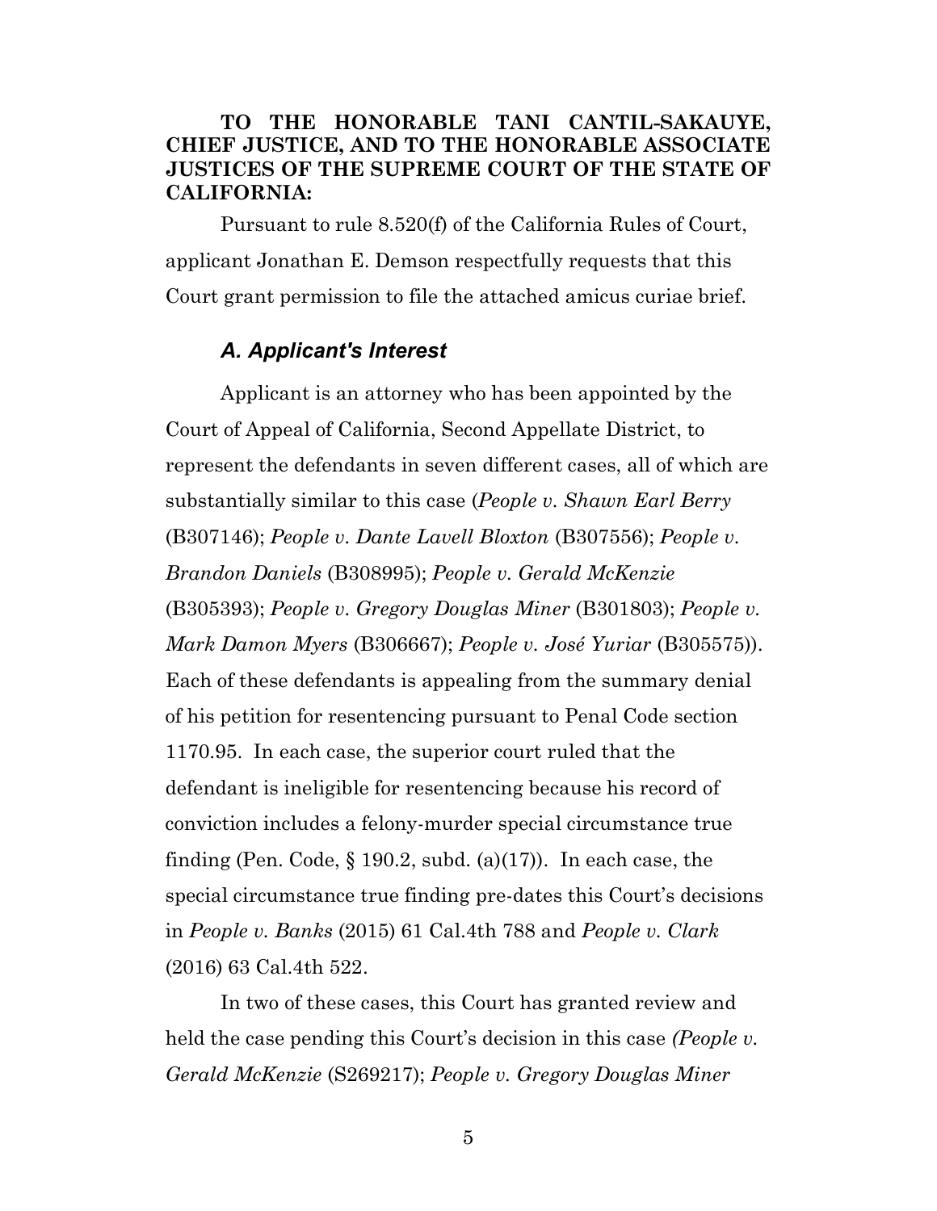**TO THE HONORABLE TANI CANTIL-SAKAUYE, CHIEF JUSTICE, AND TO THE HONORABLE ASSOCIATE JUSTICES OF THE SUPREME COURT OF THE STATE OF CALIFORNIA:**

Pursuant to rule 8.520(f) of the California Rules of Court, applicant Jonathan E. Demson respectfully requests that this Court grant permission to file the attached amicus curiae brief.

### *A. Applicant's Interest*

Applicant is an attorney who has been appointed by the Court of Appeal of California, Second Appellate District, to represent the defendants in seven different cases, all of which are substantially similar to this case (*People v. Shawn Earl Berry* (B307146); *People v. Dante Lavell Bloxton* (B307556); *People v. Brandon Daniels* (B308995); *People v. Gerald McKenzie* (B305393); *People v. Gregory Douglas Miner* (B301803); *People v. Mark Damon Myers* (B306667); *People v. José Yuriar* (B305575)). Each of these defendants is appealing from the summary denial of his petition for resentencing pursuant to Penal Code section 1170.95. In each case, the superior court ruled that the defendant is ineligible for resentencing because his record of conviction includes a felony-murder special circumstance true finding (Pen. Code, § 190.2, subd. (a)(17)). In each case, the special circumstance true finding pre-dates this Court's decisions in *People v. Banks* (2015) 61 Cal.4th 788 and *People v. Clark* (2016) 63 Cal.4th 522.

In two of these cases, this Court has granted review and held the case pending this Court's decision in this case *(People v. Gerald McKenzie* (S269217); *People v. Gregory Douglas Miner*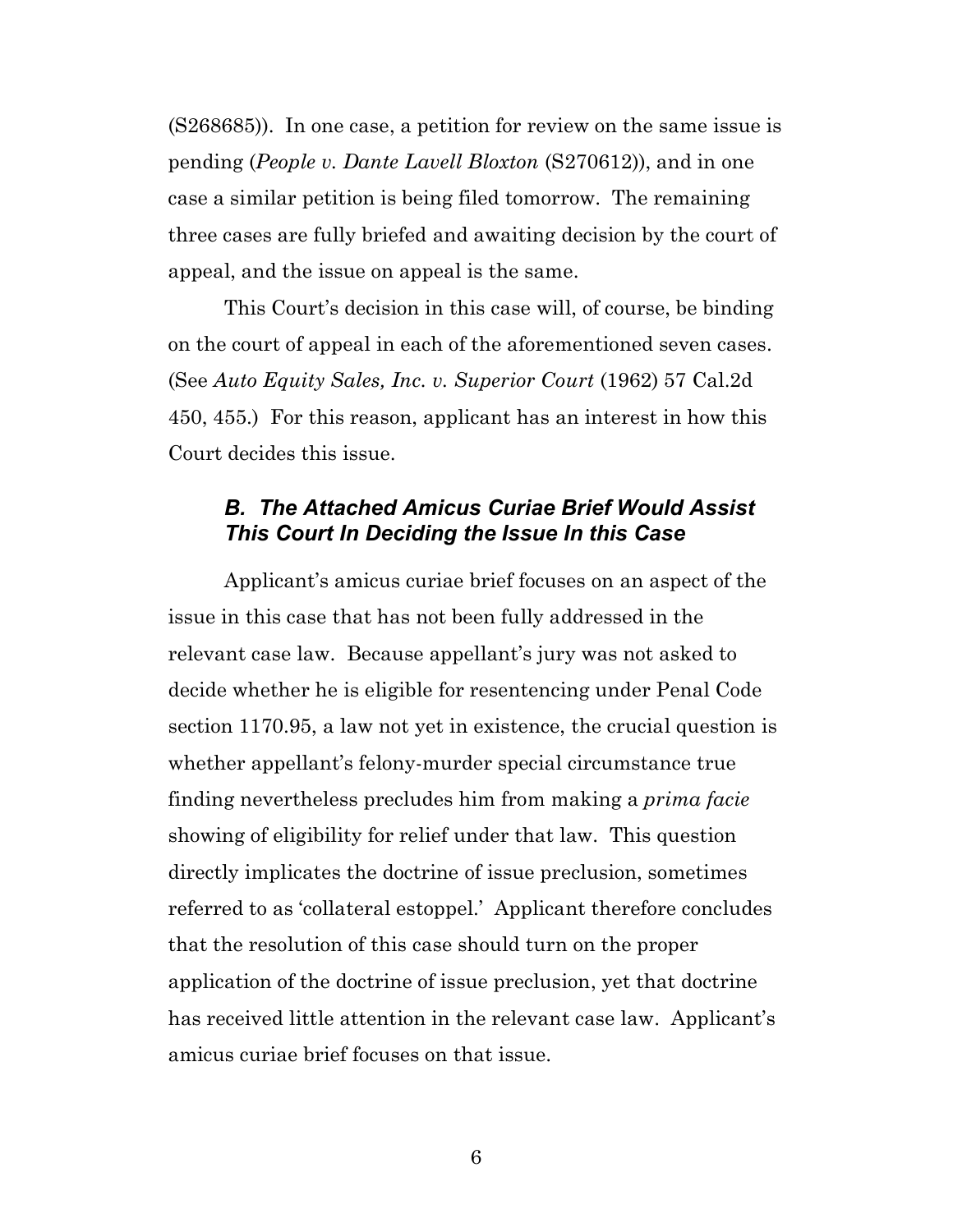(S268685)). In one case, a petition for review on the same issue is pending (*People v. Dante Lavell Bloxton* (S270612)), and in one case a similar petition is being filed tomorrow. The remaining three cases are fully briefed and awaiting decision by the court of appeal, and the issue on appeal is the same.

This Court's decision in this case will, of course, be binding on the court of appeal in each of the aforementioned seven cases. (See *Auto Equity Sales, Inc. v. Superior Court* (1962) 57 Cal.2d 450, 455.) For this reason, applicant has an interest in how this Court decides this issue.

### *B. The Attached Amicus Curiae Brief Would Assist This Court In Deciding the Issue In this Case*

Applicant's amicus curiae brief focuses on an aspect of the issue in this case that has not been fully addressed in the relevant case law. Because appellant's jury was not asked to decide whether he is eligible for resentencing under Penal Code section 1170.95, a law not yet in existence, the crucial question is whether appellant's felony-murder special circumstance true finding nevertheless precludes him from making a *prima facie* showing of eligibility for relief under that law. This question directly implicates the doctrine of issue preclusion, sometimes referred to as 'collateral estoppel.' Applicant therefore concludes that the resolution of this case should turn on the proper application of the doctrine of issue preclusion, yet that doctrine has received little attention in the relevant case law. Applicant's amicus curiae brief focuses on that issue.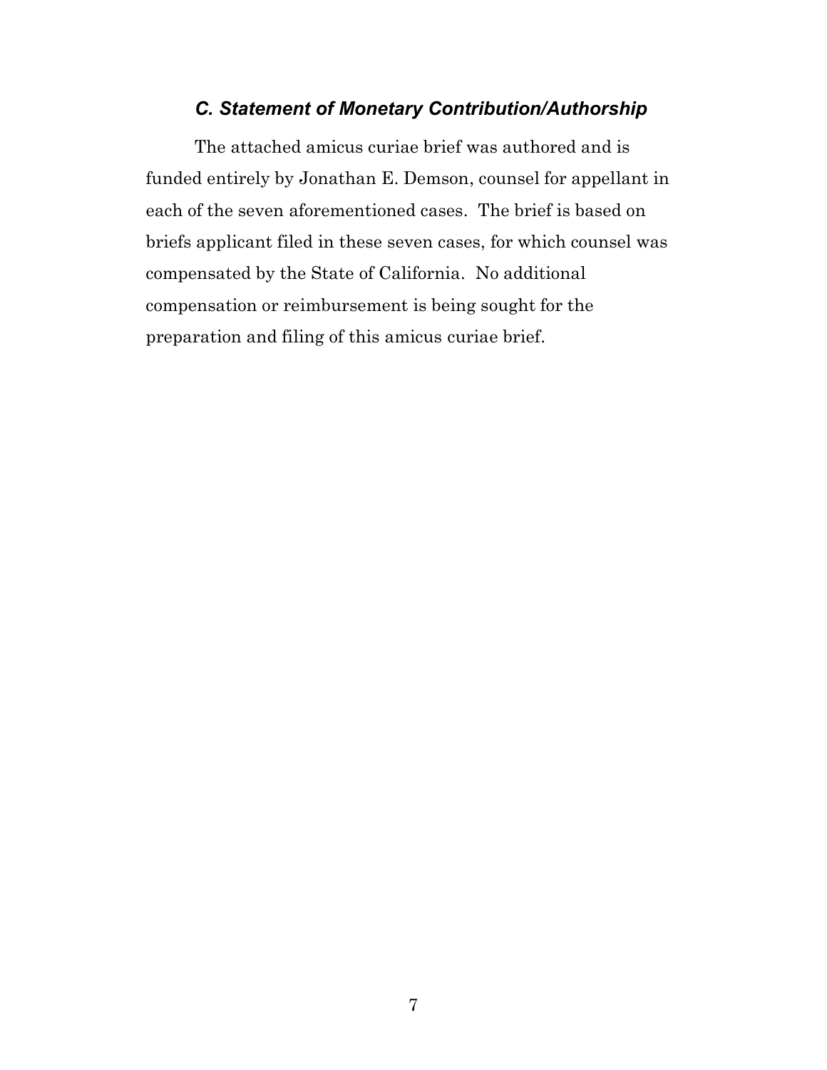### *C. Statement of Monetary Contribution/Authorship*

The attached amicus curiae brief was authored and is funded entirely by Jonathan E. Demson, counsel for appellant in each of the seven aforementioned cases. The brief is based on briefs applicant filed in these seven cases, for which counsel was compensated by the State of California. No additional compensation or reimbursement is being sought for the preparation and filing of this amicus curiae brief.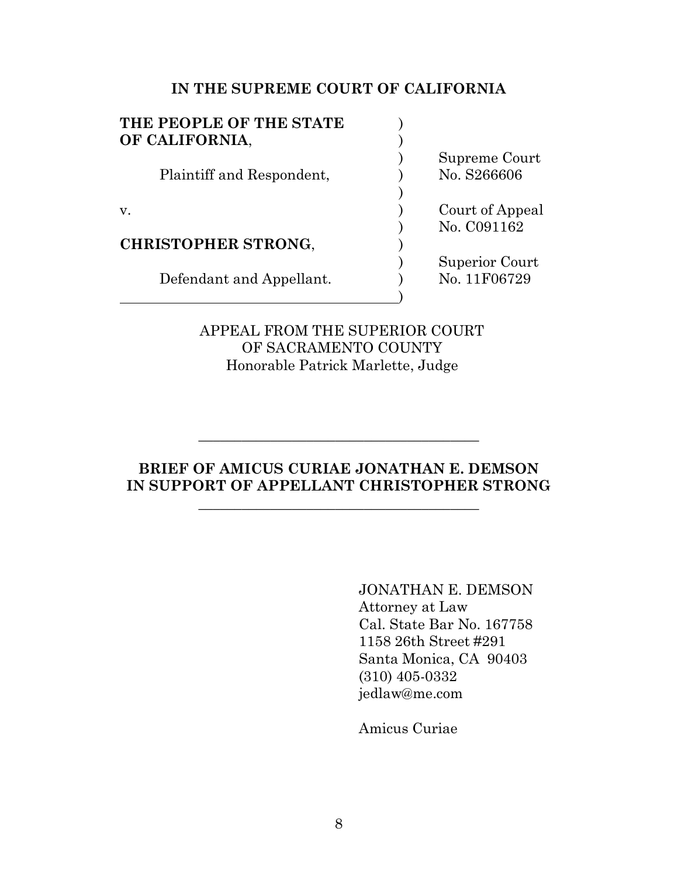**IN THE SUPREME COURT OF CALIFORNIA**

| | |
|---|---|
| **THE PEOPLE OF THE STATE OF CALIFORNIA**, | |
| Plaintiff and Respondent, | Supreme Court No. S266606 |
| v. | Court of Appeal No. C091162 |
| **CHRISTOPHER STRONG**, | Superior Court No. 11F06729 |
| Defendant and Appellant. | |

APPEAL FROM THE SUPERIOR COURT
OF SACRAMENTO COUNTY
Honorable Patrick Marlette, Judge

---

**BRIEF OF AMICUS CURIAE JONATHAN E. DEMSON IN SUPPORT OF APPELLANT CHRISTOPHER STRONG**

---

JONATHAN E. DEMSON
Attorney at Law
Cal. State Bar No. 167758
1158 26th Street #291
Santa Monica, CA 90403
(310) 405-0332
jedlaw@me.com

Amicus Curiae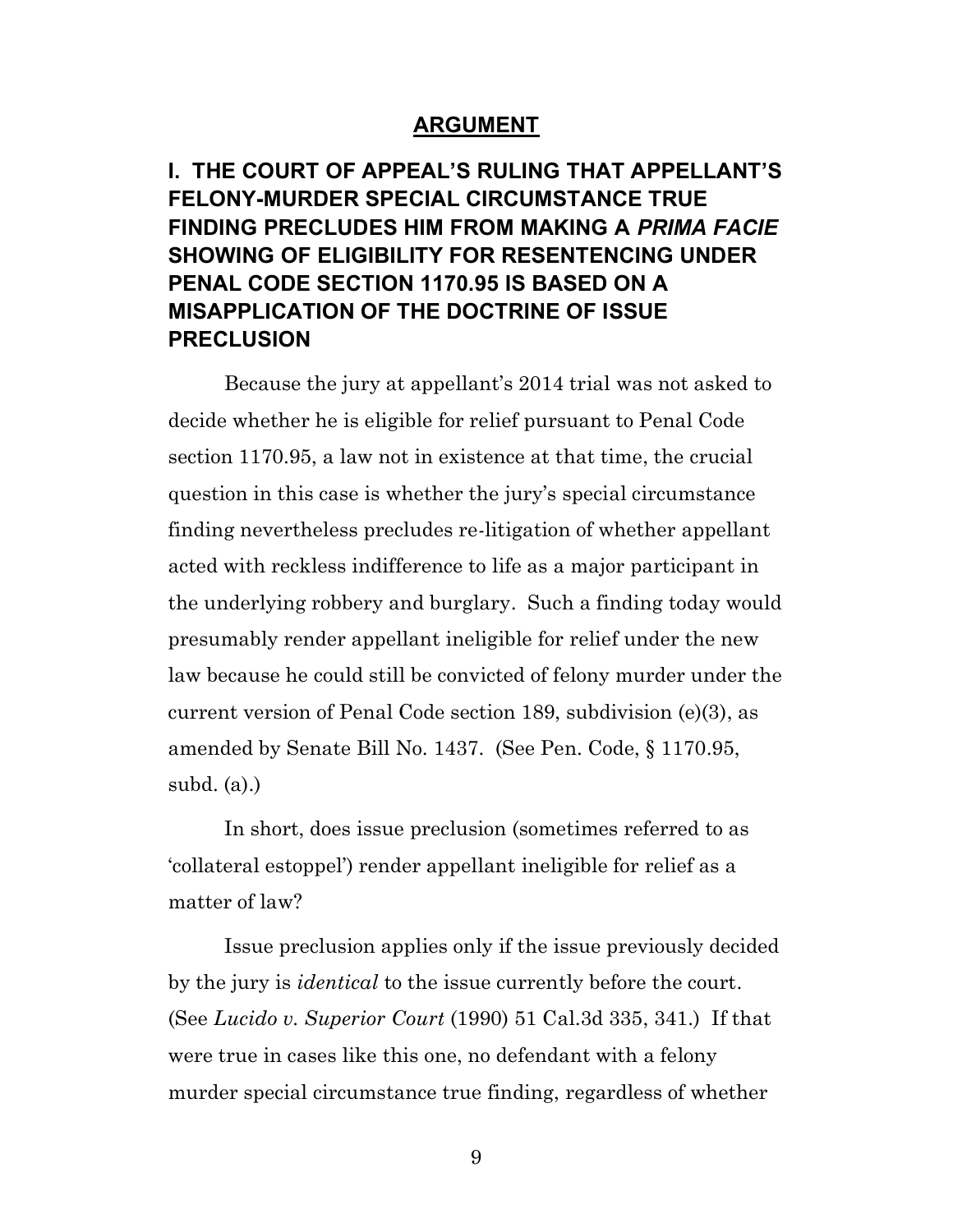## ARGUMENT

### I. THE COURT OF APPEAL'S RULING THAT APPELLANT'S FELONY-MURDER SPECIAL CIRCUMSTANCE TRUE FINDING PRECLUDES HIM FROM MAKING A *PRIMA FACIE* SHOWING OF ELIGIBILITY FOR RESENTENCING UNDER PENAL CODE SECTION 1170.95 IS BASED ON A MISAPPLICATION OF THE DOCTRINE OF ISSUE PRECLUSION

Because the jury at appellant's 2014 trial was not asked to decide whether he is eligible for relief pursuant to Penal Code section 1170.95, a law not in existence at that time, the crucial question in this case is whether the jury's special circumstance finding nevertheless precludes re-litigation of whether appellant acted with reckless indifference to life as a major participant in the underlying robbery and burglary. Such a finding today would presumably render appellant ineligible for relief under the new law because he could still be convicted of felony murder under the current version of Penal Code section 189, subdivision (e)(3), as amended by Senate Bill No. 1437. (See Pen. Code, § 1170.95, subd. (a).)

In short, does issue preclusion (sometimes referred to as 'collateral estoppel') render appellant ineligible for relief as a matter of law?

Issue preclusion applies only if the issue previously decided by the jury is *identical* to the issue currently before the court. (See *Lucido v. Superior Court* (1990) 51 Cal.3d 335, 341.) If that were true in cases like this one, no defendant with a felony murder special circumstance true finding, regardless of whether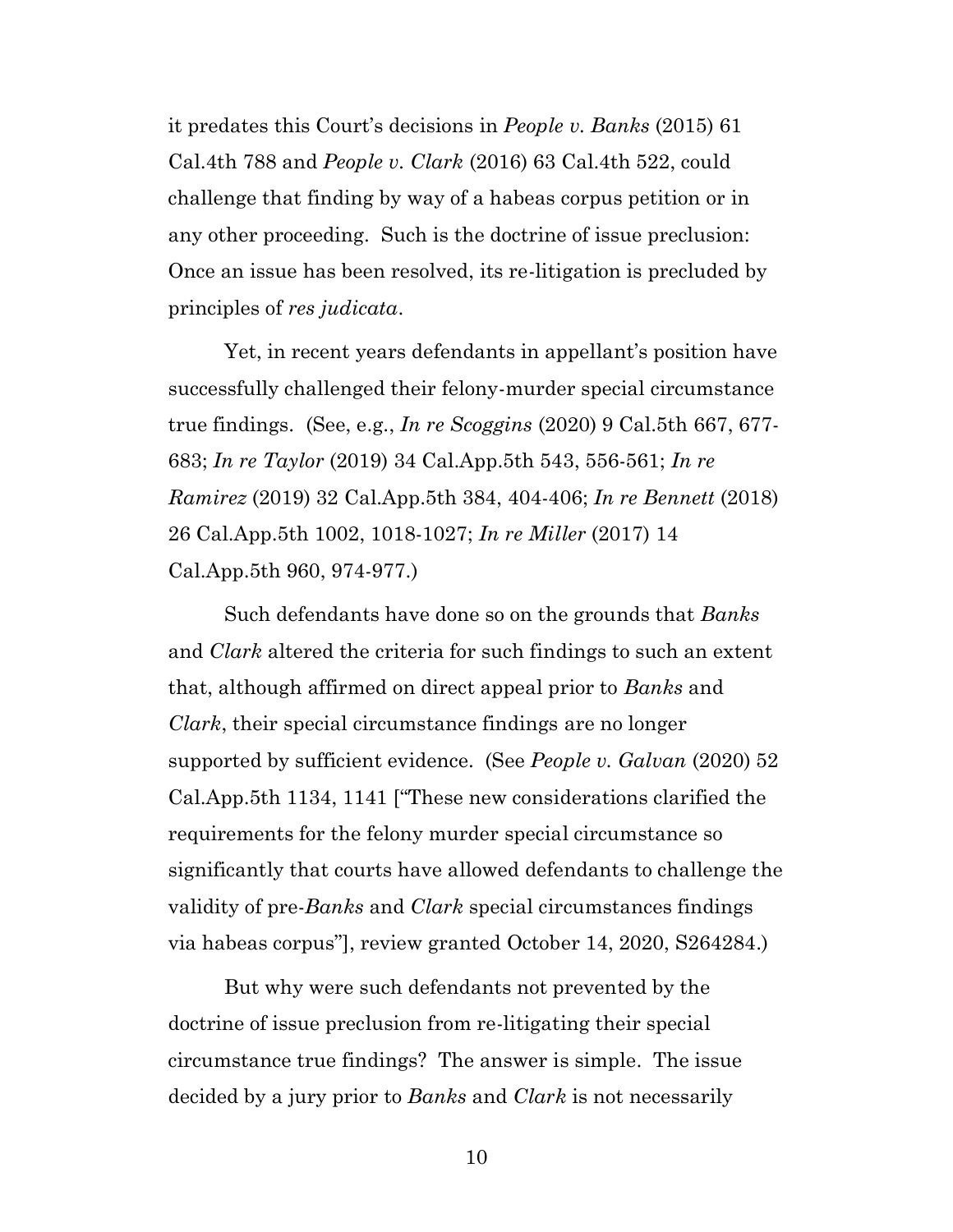it predates this Court's decisions in *People v. Banks* (2015) 61 Cal.4th 788 and *People v. Clark* (2016) 63 Cal.4th 522, could challenge that finding by way of a habeas corpus petition or in any other proceeding. Such is the doctrine of issue preclusion: Once an issue has been resolved, its re-litigation is precluded by principles of *res judicata*.

Yet, in recent years defendants in appellant's position have successfully challenged their felony-murder special circumstance true findings. (See, e.g., *In re Scoggins* (2020) 9 Cal.5th 667, 677-683; *In re Taylor* (2019) 34 Cal.App.5th 543, 556-561; *In re Ramirez* (2019) 32 Cal.App.5th 384, 404-406; *In re Bennett* (2018) 26 Cal.App.5th 1002, 1018-1027; *In re Miller* (2017) 14 Cal.App.5th 960, 974-977.)

Such defendants have done so on the grounds that *Banks* and *Clark* altered the criteria for such findings to such an extent that, although affirmed on direct appeal prior to *Banks* and *Clark*, their special circumstance findings are no longer supported by sufficient evidence. (See *People v. Galvan* (2020) 52 Cal.App.5th 1134, 1141 ["These new considerations clarified the requirements for the felony murder special circumstance so significantly that courts have allowed defendants to challenge the validity of pre-*Banks* and *Clark* special circumstances findings via habeas corpus"], review granted October 14, 2020, S264284.)

But why were such defendants not prevented by the doctrine of issue preclusion from re-litigating their special circumstance true findings? The answer is simple. The issue decided by a jury prior to *Banks* and *Clark* is not necessarily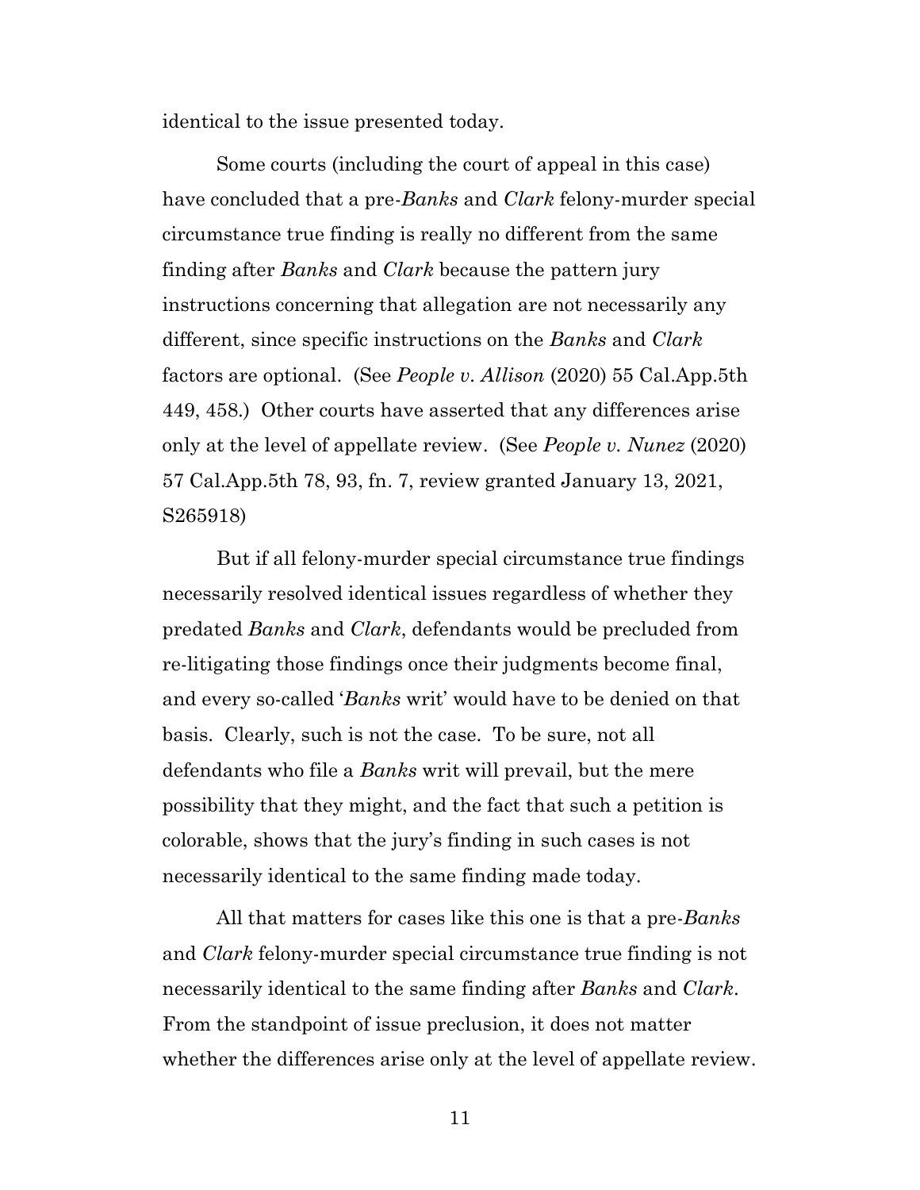identical to the issue presented today.

Some courts (including the court of appeal in this case) have concluded that a pre-*Banks* and *Clark* felony-murder special circumstance true finding is really no different from the same finding after *Banks* and *Clark* because the pattern jury instructions concerning that allegation are not necessarily any different, since specific instructions on the *Banks* and *Clark* factors are optional. (See *People v. Allison* (2020) 55 Cal.App.5th 449, 458.) Other courts have asserted that any differences arise only at the level of appellate review. (See *People v. Nunez* (2020) 57 Cal.App.5th 78, 93, fn. 7, review granted January 13, 2021, S265918)

But if all felony-murder special circumstance true findings necessarily resolved identical issues regardless of whether they predated *Banks* and *Clark*, defendants would be precluded from re-litigating those findings once their judgments become final, and every so-called '*Banks* writ' would have to be denied on that basis. Clearly, such is not the case. To be sure, not all defendants who file a *Banks* writ will prevail, but the mere possibility that they might, and the fact that such a petition is colorable, shows that the jury's finding in such cases is not necessarily identical to the same finding made today.

All that matters for cases like this one is that a pre-*Banks* and *Clark* felony-murder special circumstance true finding is not necessarily identical to the same finding after *Banks* and *Clark*. From the standpoint of issue preclusion, it does not matter whether the differences arise only at the level of appellate review.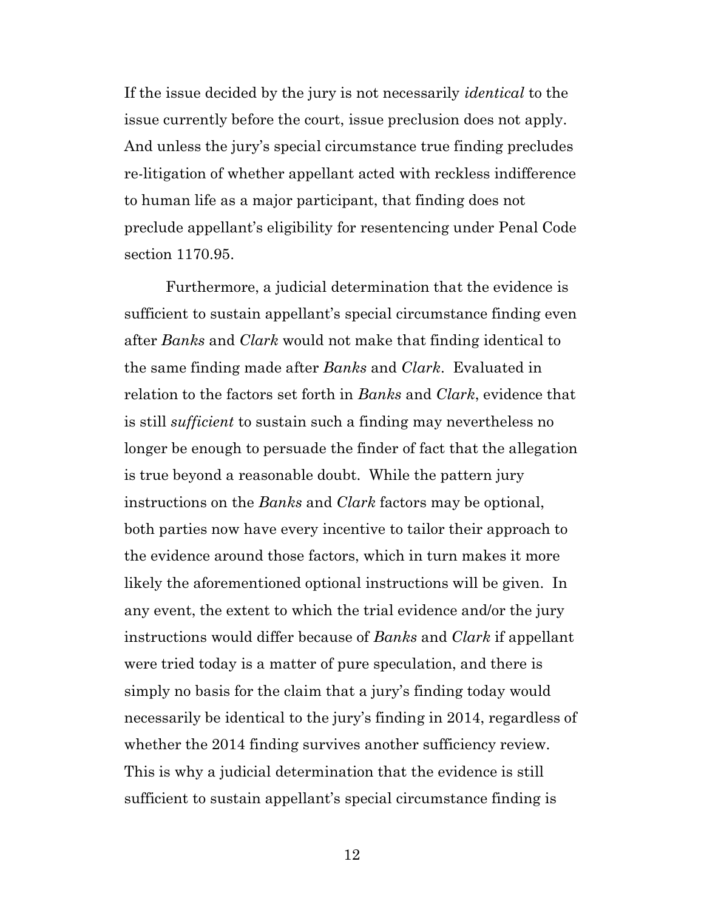If the issue decided by the jury is not necessarily *identical* to the issue currently before the court, issue preclusion does not apply. And unless the jury's special circumstance true finding precludes re-litigation of whether appellant acted with reckless indifference to human life as a major participant, that finding does not preclude appellant's eligibility for resentencing under Penal Code section 1170.95.

Furthermore, a judicial determination that the evidence is sufficient to sustain appellant's special circumstance finding even after *Banks* and *Clark* would not make that finding identical to the same finding made after *Banks* and *Clark*. Evaluated in relation to the factors set forth in *Banks* and *Clark*, evidence that is still *sufficient* to sustain such a finding may nevertheless no longer be enough to persuade the finder of fact that the allegation is true beyond a reasonable doubt. While the pattern jury instructions on the *Banks* and *Clark* factors may be optional, both parties now have every incentive to tailor their approach to the evidence around those factors, which in turn makes it more likely the aforementioned optional instructions will be given. In any event, the extent to which the trial evidence and/or the jury instructions would differ because of *Banks* and *Clark* if appellant were tried today is a matter of pure speculation, and there is simply no basis for the claim that a jury's finding today would necessarily be identical to the jury's finding in 2014, regardless of whether the 2014 finding survives another sufficiency review. This is why a judicial determination that the evidence is still sufficient to sustain appellant's special circumstance finding is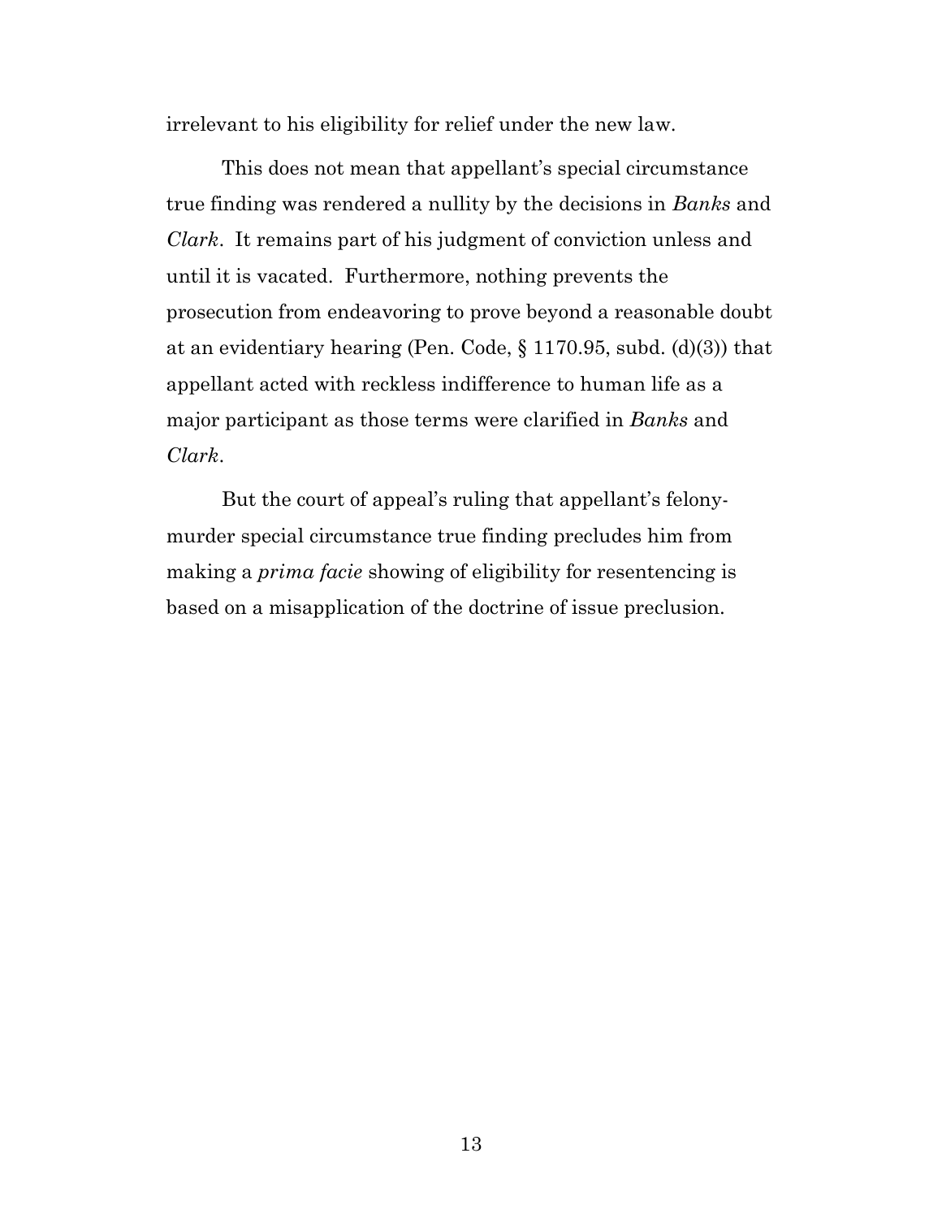irrelevant to his eligibility for relief under the new law.

This does not mean that appellant's special circumstance true finding was rendered a nullity by the decisions in *Banks* and *Clark*. It remains part of his judgment of conviction unless and until it is vacated. Furthermore, nothing prevents the prosecution from endeavoring to prove beyond a reasonable doubt at an evidentiary hearing (Pen. Code, § 1170.95, subd. (d)(3)) that appellant acted with reckless indifference to human life as a major participant as those terms were clarified in *Banks* and *Clark*.

But the court of appeal's ruling that appellant's felony-murder special circumstance true finding precludes him from making a *prima facie* showing of eligibility for resentencing is based on a misapplication of the doctrine of issue preclusion.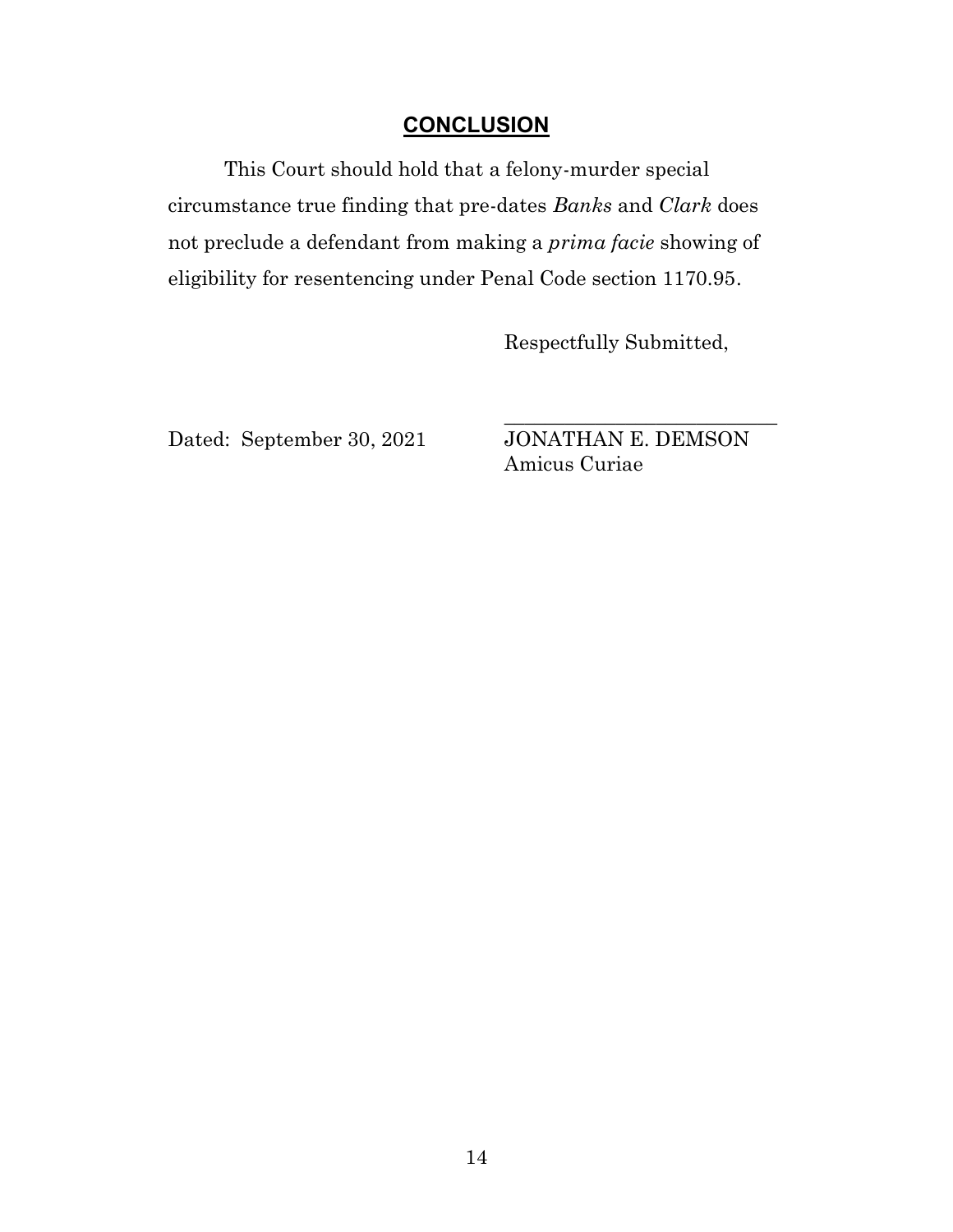## CONCLUSION

This Court should hold that a felony-murder special circumstance true finding that pre-dates *Banks* and *Clark* does not preclude a defendant from making a *prima facie* showing of eligibility for resentencing under Penal Code section 1170.95.

Respectfully Submitted,

Dated: September 30, 2021

___________________________
JONATHAN E. DEMSON
Amicus Curiae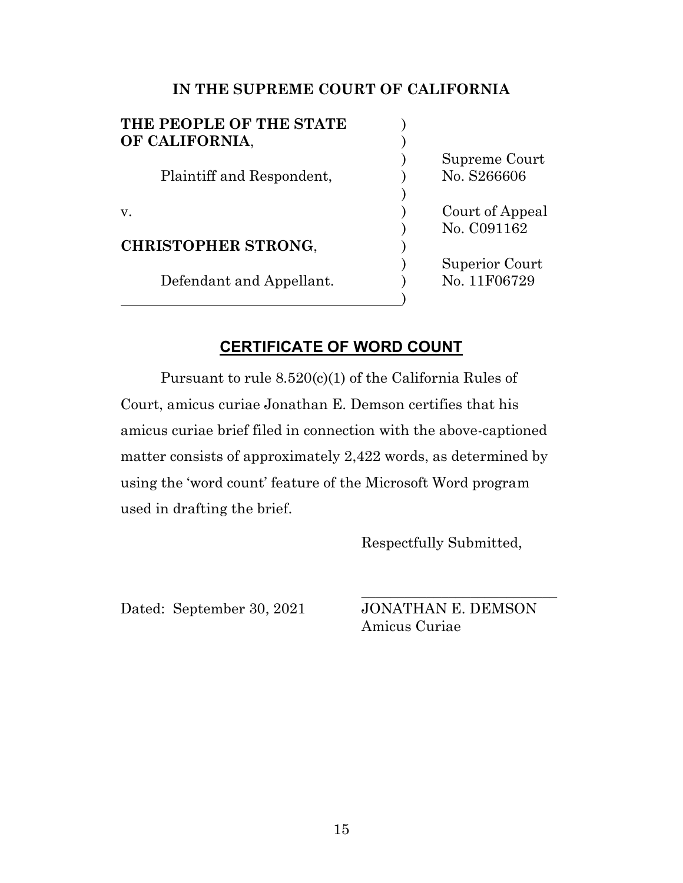**IN THE SUPREME COURT OF CALIFORNIA**

| | |
|---|---|
| **THE PEOPLE OF THE STATE OF CALIFORNIA**, | |
| Plaintiff and Respondent, | Supreme Court No. S266606 |
| v. | Court of Appeal No. C091162 |
| **CHRISTOPHER STRONG**, | |
| Defendant and Appellant. | Superior Court No. 11F06729 |

## CERTIFICATE OF WORD COUNT

Pursuant to rule 8.520(c)(1) of the California Rules of Court, amicus curiae Jonathan E. Demson certifies that his amicus curiae brief filed in connection with the above-captioned matter consists of approximately 2,422 words, as determined by using the 'word count' feature of the Microsoft Word program used in drafting the brief.

Respectfully Submitted,

Dated: September 30, 2021

\_\_\_\_\_\_\_\_\_\_\_\_\_\_\_\_\_\_\_\_\_\_\_\_\_\_\_
JONATHAN E. DEMSON
Amicus Curiae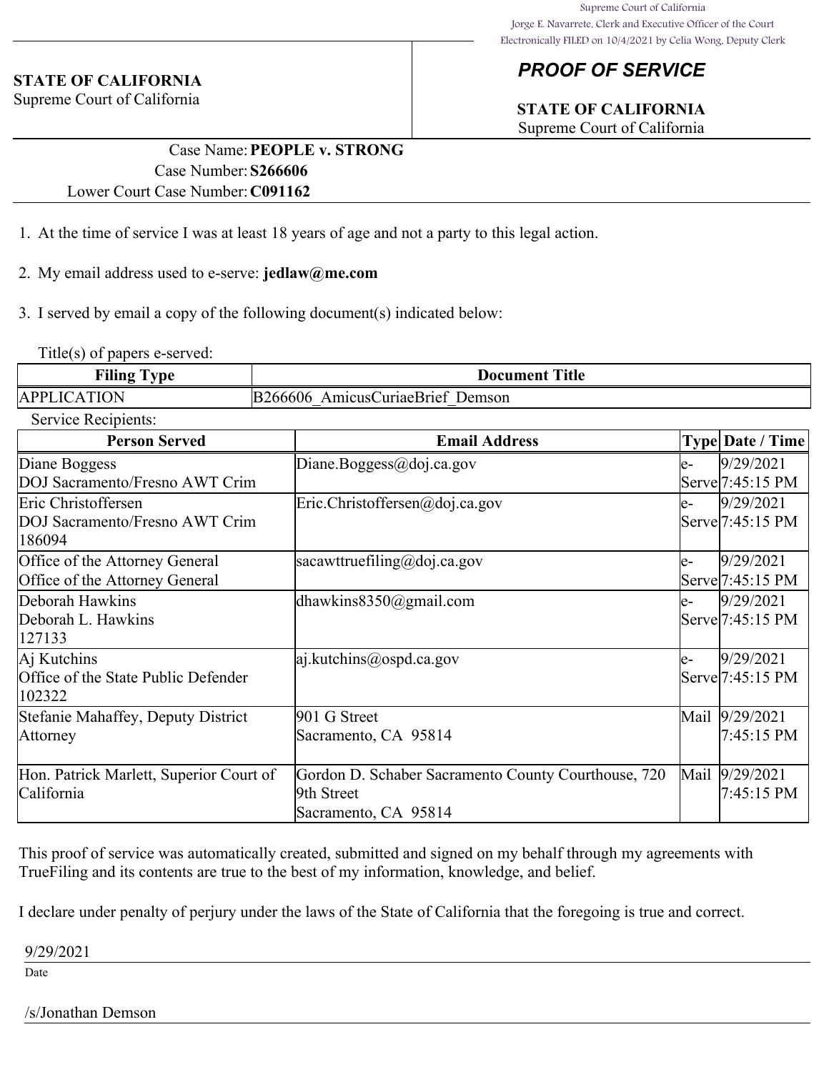Supreme Court of California
Jorge E. Navarrete, Clerk and Executive Officer of the Court
Electronically FILED on 10/4/2021 by Celia Wong, Deputy Clerk

**STATE OF CALIFORNIA**
Supreme Court of California

# *PROOF OF SERVICE*

**STATE OF CALIFORNIA**
Supreme Court of California

Case Name: **PEOPLE v. STRONG**
Case Number: **S266606**
Lower Court Case Number: **C091162**

1. At the time of service I was at least 18 years of age and not a party to this legal action.

2. My email address used to e-serve: **jedlaw@me.com**

3. I served by email a copy of the following document(s) indicated below:

Title(s) of papers e-served:

| Filing Type | Document Title |
|---|---|
| APPLICATION | B266606_AmicusCuriaeBrief_Demson |

Service Recipients:

| Person Served | Email Address | Type | Date / Time |
|---|---|---|---|
| Diane Boggess<br>DOJ Sacramento/Fresno AWT Crim | Diane.Boggess@doj.ca.gov | e-Serve | 9/29/2021 7:45:15 PM |
| Eric Christoffersen<br>DOJ Sacramento/Fresno AWT Crim<br>186094 | Eric.Christoffersen@doj.ca.gov | e-Serve | 9/29/2021 7:45:15 PM |
| Office of the Attorney General<br>Office of the Attorney General | sacawttruefiling@doj.ca.gov | e-Serve | 9/29/2021 7:45:15 PM |
| Deborah Hawkins<br>Deborah L. Hawkins<br>127133 | dhawkins8350@gmail.com | e-Serve | 9/29/2021 7:45:15 PM |
| Aj Kutchins<br>Office of the State Public Defender<br>102322 | aj.kutchins@ospd.ca.gov | e-Serve | 9/29/2021 7:45:15 PM |
| Stefanie Mahaffey, Deputy District Attorney | 901 G Street<br>Sacramento, CA 95814 | Mail | 9/29/2021 7:45:15 PM |
| Hon. Patrick Marlett, Superior Court of California | Gordon D. Schaber Sacramento County Courthouse, 720 9th Street<br>Sacramento, CA 95814 | Mail | 9/29/2021 7:45:15 PM |

This proof of service was automatically created, submitted and signed on my behalf through my agreements with TrueFiling and its contents are true to the best of my information, knowledge, and belief.

I declare under penalty of perjury under the laws of the State of California that the foregoing is true and correct.

9/29/2021
Date

/s/Jonathan Demson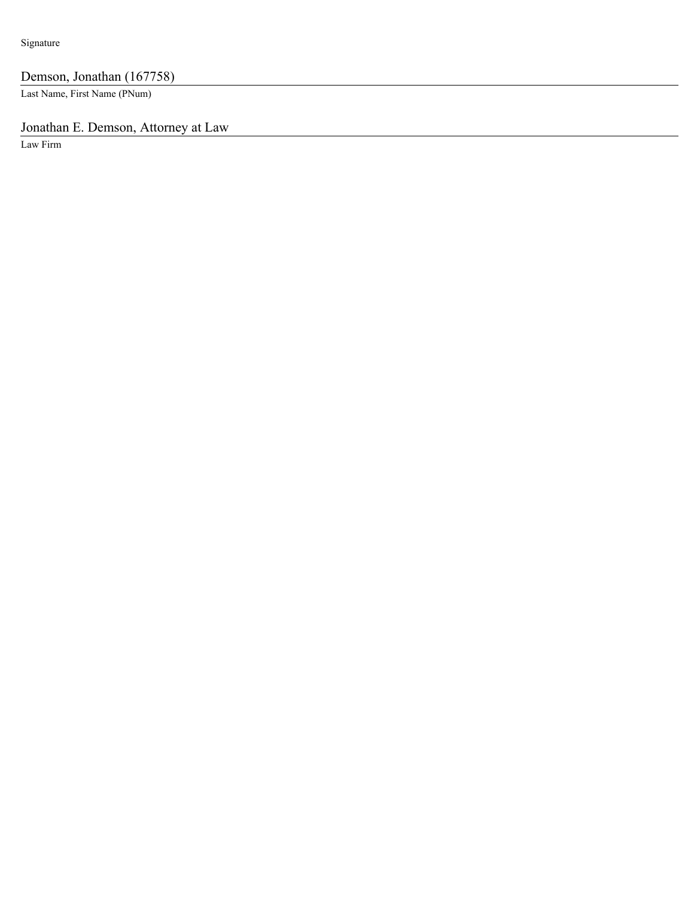Signature

Demson, Jonathan (167758)

Last Name, First Name (PNum)

Jonathan E. Demson, Attorney at Law

Law Firm